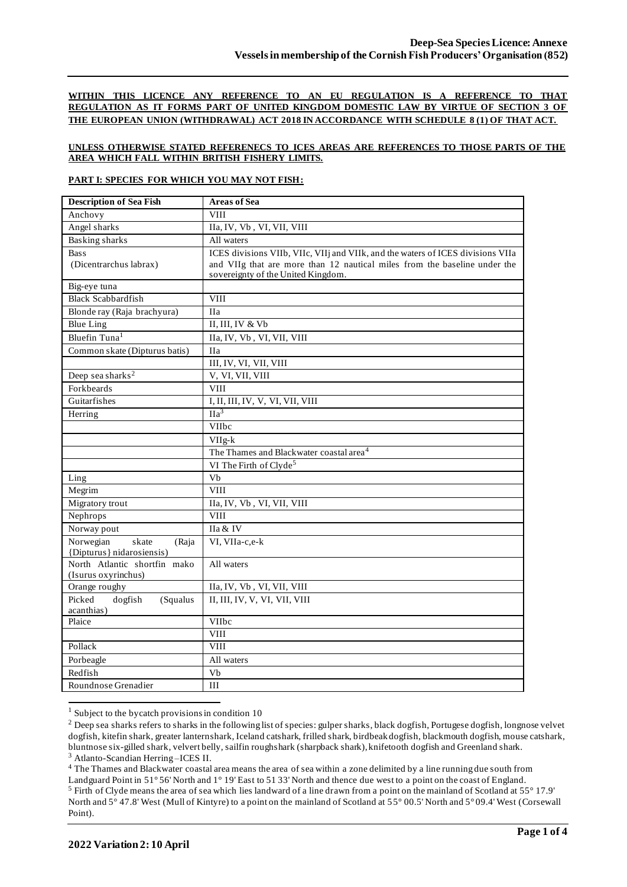**Deep-Sea Species Licence: Annexe**
**Vessels in membership of the Cornish Fish Producers' Organisation (852)**

**WITHIN THIS LICENCE ANY REFERENCE TO AN EU REGULATION IS A REFERENCE TO THAT REGULATION AS IT FORMS PART OF UNITED KINGDOM DOMESTIC LAW BY VIRTUE OF SECTION 3 OF THE EUROPEAN UNION (WITHDRAWAL) ACT 2018 IN ACCORDANCE WITH SCHEDULE 8 (1) OF THAT ACT.**

**UNLESS OTHERWISE STATED REFERENECS TO ICES AREAS ARE REFERENCES TO THOSE PARTS OF THE AREA WHICH FALL WITHIN BRITISH FISHERY LIMITS.**

**PART I: SPECIES FOR WHICH YOU MAY NOT FISH:**

| Description of Sea Fish | Areas of Sea |
|---|---|
| Anchovy | VIII |
| Angel sharks | IIa, IV, Vb , VI, VII, VIII |
| Basking sharks | All waters |
| Bass (Dicentrarchus labrax) | ICES divisions VIIb, VIIc, VIIj and VIIk, and the waters of ICES divisions VIIa and VIIg that are more than 12 nautical miles from the baseline under the sovereignty of the United Kingdom. |
| Big-eye tuna | |
| Black Scabbardfish | VIII |
| Blonde ray (Raja brachyura) | IIa |
| Blue Ling | II, III, IV & Vb |
| Bluefin Tuna[1] | IIa, IV, Vb , VI, VII, VIII |
| Common skate (Dipturus batis) | IIa |
| | III, IV, VI, VII, VIII |
| Deep sea sharks[2] | V, VI, VII, VIII |
| Forkbeards | VIII |
| Guitarfishes | I, II, III, IV, V, VI, VII, VIII |
| Herring | IIa[3] |
| | VIIbc |
| | VIIg-k |
| | The Thames and Blackwater coastal area[4] |
| | VI The Firth of Clyde[5] |
| Ling | Vb |
| Megrim | VIII |
| Migratory trout | IIa, IV, Vb , VI, VII, VIII |
| Nephrops | VIII |
| Norway pout | IIa & IV |
| Norwegian skate (Raja {Dipturus} nidarosiensis) | VI, VIIa-c,e-k |
| North Atlantic shortfin mako (Isurus oxyrinchus) | All waters |
| Orange roughy | IIa, IV, Vb , VI, VII, VIII |
| Picked dogfish (Squalus acanthias) | II, III, IV, V, VI, VII, VIII |
| Plaice | VIIbc |
| | VIII |
| Pollack | VIII |
| Porbeagle | All waters |
| Redfish | Vb |
| Roundnose Grenadier | III |

[1] Subject to the bycatch provisions in condition 10

[2] Deep sea sharks refers to sharks in the following list of species: gulper sharks, black dogfish, Portugese dogfish, longnose velvet dogfish, kitefin shark, greater lanternshark, Iceland catshark, frilled shark, birdbeak dogfish, blackmouth dogfish, mouse catshark, bluntnose six-gilled shark, velvert belly, sailfin roughshark (sharpback shark), knifetooth dogfish and Greenland shark.

[3] Atlanto-Scandian Herring –ICES II.

[4] The Thames and Blackwater coastal area means the area of sea within a zone delimited by a line running due south from Landguard Point in 51° 56' North and 1° 19' East to 51 33' North and thence due west to a point on the coast of England.

[5] Firth of Clyde means the area of sea which lies landward of a line drawn from a point on the mainland of Scotland at 55° 17.9' North and 5° 47.8' West (Mull of Kintyre) to a point on the mainland of Scotland at 55° 00.5' North and 5° 09.4' West (Corsewall Point).

2022 Variation 2: 10 April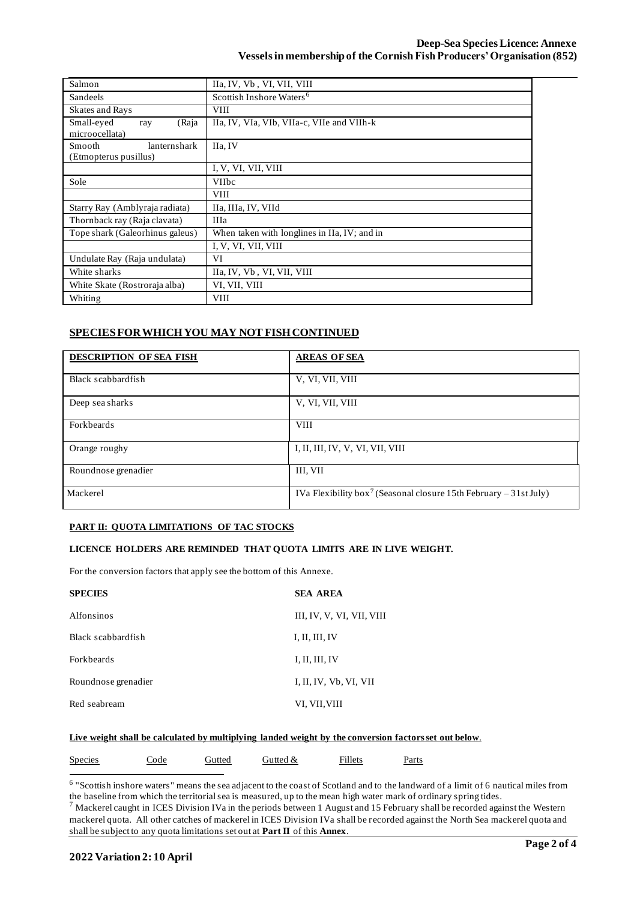| | |
|---|---|
| Salmon | IIa, IV, Vb , VI, VII, VIII |
| Sandeels | Scottish Inshore Waters[6] |
| Skates and Rays | VIII |
| Small-eyed ray (Raja microocellata) | IIa, IV, VIa, VIb, VIIa-c, VIIe and VIIh-k |
| Smooth lanternshark (Etmopterus pusillus) | IIa, IV |
| | I, V, VI, VII, VIII |
| Sole | VIIbc |
| | VIII |
| Starry Ray (Amblyraja radiata) | IIa, IIIa, IV, VIId |
| Thornback ray (Raja clavata) | IIIa |
| Tope shark (Galeorhinus galeus) | When taken with longlines in IIa, IV; and in |
| | I, V, VI, VII, VIII |
| Undulate Ray (Raja undulata) | VI |
| White sharks | IIa, IV, Vb , VI, VII, VIII |
| White Skate (Rostroraja alba) | VI, VII, VIII |
| Whiting | VIII |

## SPECIES FOR WHICH YOU MAY NOT FISH CONTINUED

| DESCRIPTION OF SEA FISH | AREAS OF SEA |
|---|---|
| Black scabbardfish | V, VI, VII, VIII |
| Deep sea sharks | V, VI, VII, VIII |
| Forkbeards | VIII |
| Orange roughy | I, II, III, IV, V, VI, VII, VIII |
| Roundnose grenadier | III, VII |
| Mackerel | IVa Flexibility box[7] (Seasonal closure 15th February – 31st July) |

### PART II: QUOTA LIMITATIONS OF TAC STOCKS

**LICENCE HOLDERS ARE REMINDED THAT QUOTA LIMITS ARE IN LIVE WEIGHT.**

For the conversion factors that apply see the bottom of this Annexe.

| SPECIES | SEA AREA |
|---|---|
| Alfonsinos | III, IV, V, VI, VII, VIII |
| Black scabbardfish | I, II, III, IV |
| Forkbeards | I, II, III, IV |
| Roundnose grenadier | I, II, IV, Vb, VI, VII |
| Red seabream | VI, VII, VIII |

**Live weight shall be calculated by multiplying landed weight by the conversion factors set out below.**

| Species | Code | Gutted | Gutted & | Fillets | Parts |
|---|---|---|---|---|---|

[6] "Scottish inshore waters" means the sea adjacent to the coast of Scotland and to the landward of a limit of 6 nautical miles from the baseline from which the territorial sea is measured, up to the mean high water mark of ordinary spring tides.

[7] Mackerel caught in ICES Division IVa in the periods between 1 August and 15 February shall be recorded against the Western mackerel quota. All other catches of mackerel in ICES Division IVa shall be recorded against the North Sea mackerel quota and shall be subject to any quota limitations set out at **Part II** of this **Annex**.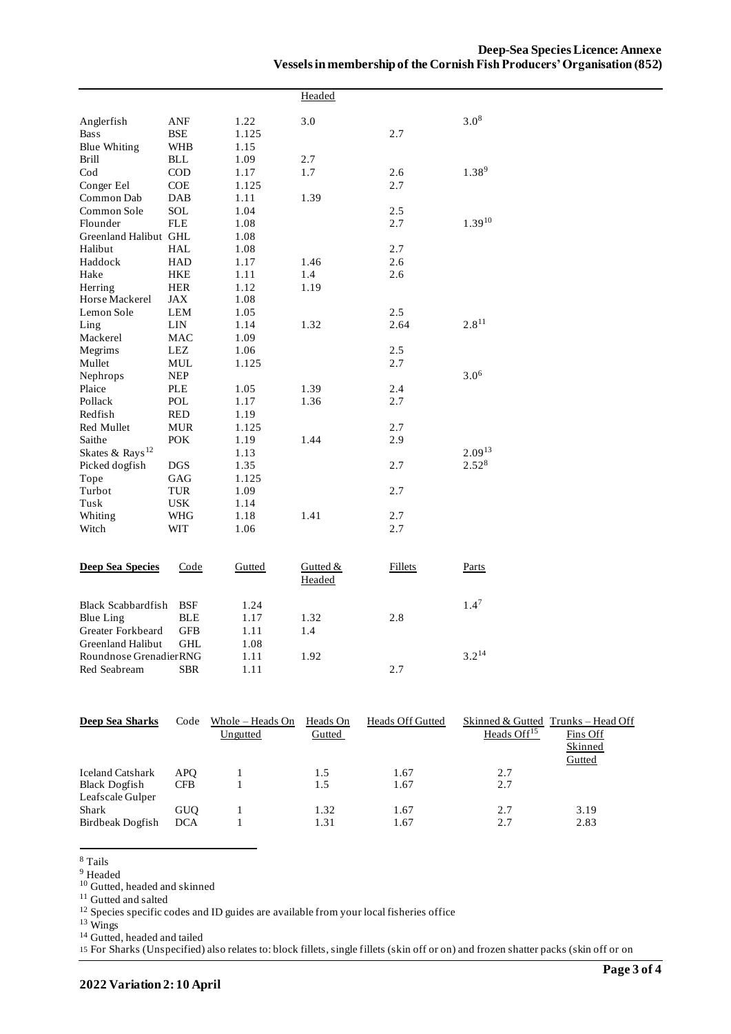| | | | Headed | | |
|---|---|---|---|---|---|
| Anglerfish | ANF | 1.22 | 3.0 | | 3.0[8] |
| Bass | BSE | 1.125 | | 2.7 | |
| Blue Whiting | WHB | 1.15 | | | |
| Brill | BLL | 1.09 | 2.7 | | |
| Cod | COD | 1.17 | 1.7 | 2.6 | 1.38[9] |
| Conger Eel | COE | 1.125 | | 2.7 | |
| Common Dab | DAB | 1.11 | 1.39 | | |
| Common Sole | SOL | 1.04 | | 2.5 | |
| Flounder | FLE | 1.08 | | 2.7 | 1.39[10] |
| Greenland Halibut | GHL | 1.08 | | | |
| Halibut | HAL | 1.08 | | 2.7 | |
| Haddock | HAD | 1.17 | 1.46 | 2.6 | |
| Hake | HKE | 1.11 | 1.4 | 2.6 | |
| Herring | HER | 1.12 | 1.19 | | |
| Horse Mackerel | JAX | 1.08 | | | |
| Lemon Sole | LEM | 1.05 | | 2.5 | |
| Ling | LIN | 1.14 | 1.32 | 2.64 | 2.8[11] |
| Mackerel | MAC | 1.09 | | | |
| Megrims | LEZ | 1.06 | | 2.5 | |
| Mullet | MUL | 1.125 | | 2.7 | |
| Nephrops | NEP | | | | 3.0[6] |
| Plaice | PLE | 1.05 | 1.39 | 2.4 | |
| Pollack | POL | 1.17 | 1.36 | 2.7 | |
| Redfish | RED | 1.19 | | | |
| Red Mullet | MUR | 1.125 | | 2.7 | |
| Saithe | POK | 1.19 | 1.44 | 2.9 | |
| Skates & Rays[12] | | 1.13 | | | 2.09[13] |
| Picked dogfish | DGS | 1.35 | | 2.7 | 2.52[8] |
| Tope | GAG | 1.125 | | | |
| Turbot | TUR | 1.09 | | 2.7 | |
| Tusk | USK | 1.14 | | | |
| Whiting | WHG | 1.18 | 1.41 | 2.7 | |
| Witch | WIT | 1.06 | | 2.7 | |

| **Deep Sea Species** | Code | Gutted | Gutted & Headed | Fillets | Parts |
|---|---|---|---|---|---|
| Black Scabbardfish | BSF | 1.24 | | | 1.4[7] |
| Blue Ling | BLE | 1.17 | 1.32 | 2.8 | |
| Greater Forkbeard | GFB | 1.11 | 1.4 | | |
| Greenland Halibut | GHL | 1.08 | | | |
| Roundnose Grenadier | RNG | 1.11 | 1.92 | | 3.2[14] |
| Red Seabream | SBR | 1.11 | | 2.7 | |

| **Deep Sea Sharks** | Code | Whole – Heads On Ungutted | Heads On Gutted | Heads Off Gutted | Skinned & Gutted Heads Off[15] | Trunks – Head Off Fins Off Skinned Gutted |
|---|---|---|---|---|---|---|
| Iceland Catshark | APQ | 1 | 1.5 | 1.67 | 2.7 | |
| Black Dogfish | CFB | 1 | 1.5 | 1.67 | 2.7 | |
| Leafscale Gulper Shark | GUQ | 1 | 1.32 | 1.67 | 2.7 | 3.19 |
| Birdbeak Dogfish | DCA | 1 | 1.31 | 1.67 | 2.7 | 2.83 |

---

[8] Tails

[9] Headed

[10] Gutted, headed and skinned

[11] Gutted and salted

[12] Species specific codes and ID guides are available from your local fisheries office

[13] Wings

[14] Gutted, headed and tailed

[15] For Sharks (Unspecified) also relates to: block fillets, single fillets (skin off or on) and frozen shatter packs (skin off or on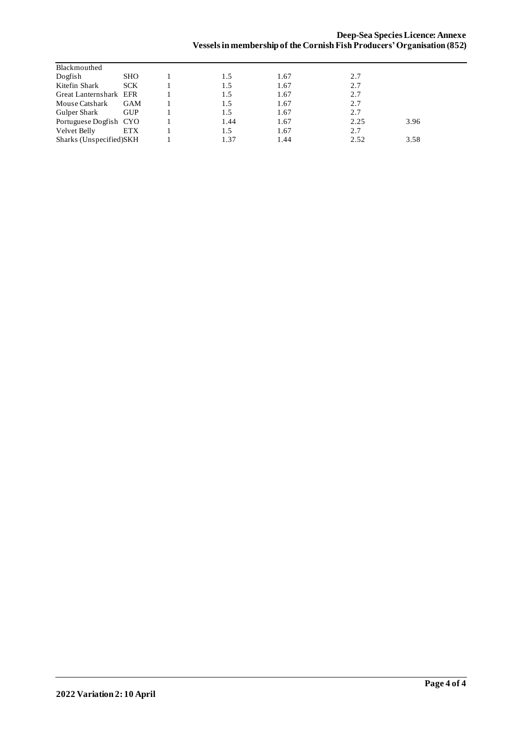| | | | | | | |
|---|---|---|---|---|---|---|
| Blackmouthed Dogfish | SHO | 1 | 1.5 | 1.67 | 2.7 | |
| Kitefin Shark | SCK | 1 | 1.5 | 1.67 | 2.7 | |
| Great Lanternshark | EFR | 1 | 1.5 | 1.67 | 2.7 | |
| Mouse Catshark | GAM | 1 | 1.5 | 1.67 | 2.7 | |
| Gulper Shark | GUP | 1 | 1.5 | 1.67 | 2.7 | |
| Portuguese Dogfish | CYO | 1 | 1.44 | 1.67 | 2.25 | 3.96 |
| Velvet Belly | ETX | 1 | 1.5 | 1.67 | 2.7 | |
| Sharks (Unspecified) | SKH | 1 | 1.37 | 1.44 | 2.52 | 3.58 |